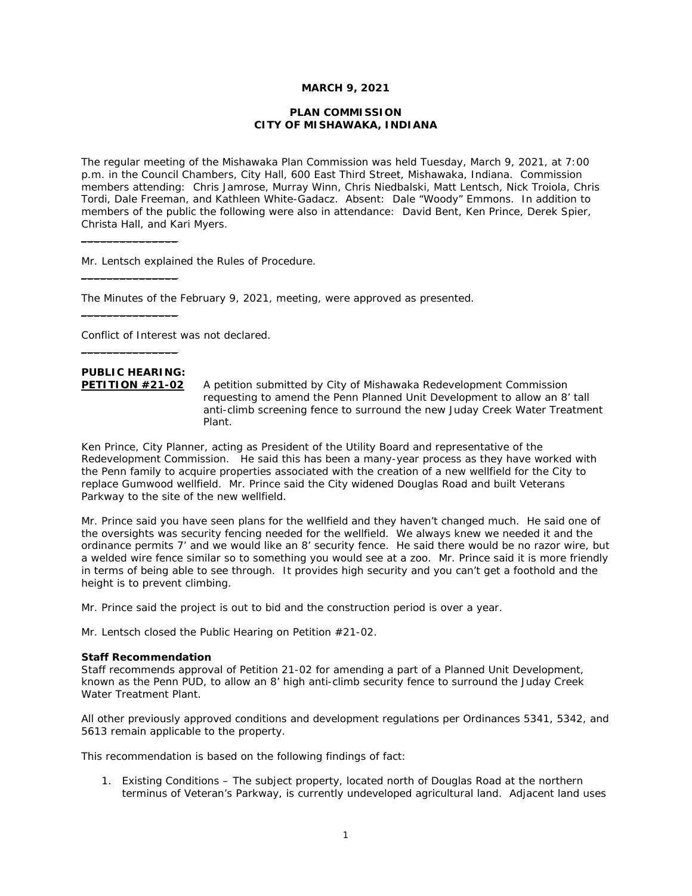**MARCH 9, 2021**

**PLAN COMMISSION**
**CITY OF MISHAWAKA, INDIANA**

The regular meeting of the Mishawaka Plan Commission was held Tuesday, March 9, 2021, at 7:00 p.m. in the Council Chambers, City Hall, 600 East Third Street, Mishawaka, Indiana. Commission members attending: Chris Jamrose, Murray Winn, Chris Niedbalski, Matt Lentsch, Nick Troiola, Chris Tordi, Dale Freeman, and Kathleen White-Gadacz. Absent: Dale "Woody" Emmons. In addition to members of the public the following were also in attendance: David Bent, Ken Prince, Derek Spier, Christa Hall, and Kari Myers.

---

Mr. Lentsch explained the Rules of Procedure.

---

The Minutes of the February 9, 2021, meeting, were approved as presented.

---

Conflict of Interest was not declared.

---

**PUBLIC HEARING:**

**PETITION #21-02** A petition submitted by City of Mishawaka Redevelopment Commission requesting to amend the Penn Planned Unit Development to allow an 8' tall anti-climb screening fence to surround the new Juday Creek Water Treatment Plant.

Ken Prince, City Planner, acting as President of the Utility Board and representative of the Redevelopment Commission. He said this has been a many-year process as they have worked with the Penn family to acquire properties associated with the creation of a new wellfield for the City to replace Gumwood wellfield. Mr. Prince said the City widened Douglas Road and built Veterans Parkway to the site of the new wellfield.

Mr. Prince said you have seen plans for the wellfield and they haven't changed much. He said one of the oversights was security fencing needed for the wellfield. We always knew we needed it and the ordinance permits 7' and we would like an 8' security fence. He said there would be no razor wire, but a welded wire fence similar so to something you would see at a zoo. Mr. Prince said it is more friendly in terms of being able to see through. It provides high security and you can't get a foothold and the height is to prevent climbing.

Mr. Prince said the project is out to bid and the construction period is over a year.

Mr. Lentsch closed the Public Hearing on Petition #21-02.

**Staff Recommendation**

Staff recommends approval of Petition 21-02 for amending a part of a Planned Unit Development, known as the Penn PUD, to allow an 8' high anti-climb security fence to surround the Juday Creek Water Treatment Plant.

All other previously approved conditions and development regulations per Ordinances 5341, 5342, and 5613 remain applicable to the property.

This recommendation is based on the following findings of fact:

1. Existing Conditions – The subject property, located north of Douglas Road at the northern terminus of Veteran's Parkway, is currently undeveloped agricultural land. Adjacent land uses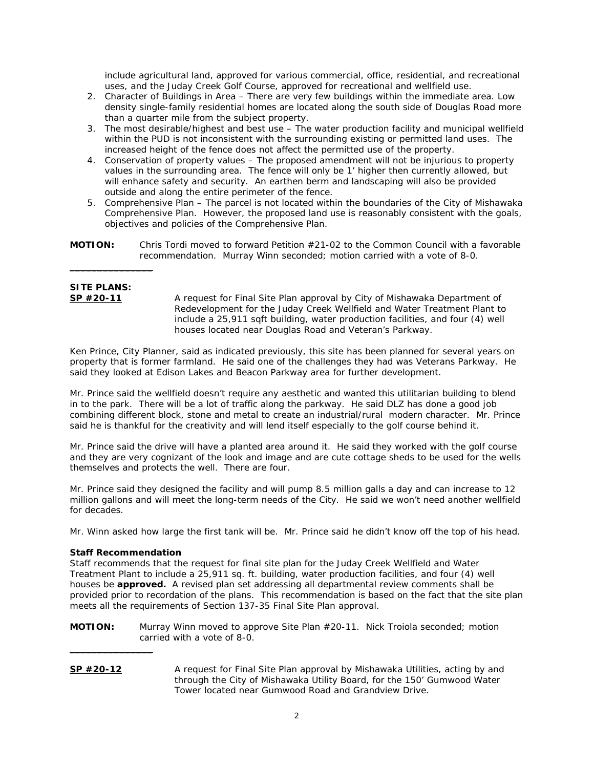include agricultural land, approved for various commercial, office, residential, and recreational uses, and the Juday Creek Golf Course, approved for recreational and wellfield use.

2. Character of Buildings in Area – There are very few buildings within the immediate area. Low density single-family residential homes are located along the south side of Douglas Road more than a quarter mile from the subject property.
3. The most desirable/highest and best use – The water production facility and municipal wellfield within the PUD is not inconsistent with the surrounding existing or permitted land uses. The increased height of the fence does not affect the permitted use of the property.
4. Conservation of property values – The proposed amendment will not be injurious to property values in the surrounding area. The fence will only be 1' higher then currently allowed, but will enhance safety and security. An earthen berm and landscaping will also be provided outside and along the entire perimeter of the fence.
5. Comprehensive Plan – The parcel is not located within the boundaries of the City of Mishawaka Comprehensive Plan. However, the proposed land use is reasonably consistent with the goals, objectives and policies of the Comprehensive Plan.

**MOTION:** Chris Tordi moved to forward Petition #21-02 to the Common Council with a favorable recommendation. Murray Winn seconded; motion carried with a vote of 8-0.

---

**SITE PLANS:**

**SP #20-11** A request for Final Site Plan approval by City of Mishawaka Department of Redevelopment for the Juday Creek Wellfield and Water Treatment Plant to include a 25,911 sqft building, water production facilities, and four (4) well houses located near Douglas Road and Veteran's Parkway.

Ken Prince, City Planner, said as indicated previously, this site has been planned for several years on property that is former farmland. He said one of the challenges they had was Veterans Parkway. He said they looked at Edison Lakes and Beacon Parkway area for further development.

Mr. Prince said the wellfield doesn't require any aesthetic and wanted this utilitarian building to blend in to the park. There will be a lot of traffic along the parkway. He said DLZ has done a good job combining different block, stone and metal to create an industrial/rural modern character. Mr. Prince said he is thankful for the creativity and will lend itself especially to the golf course behind it.

Mr. Prince said the drive will have a planted area around it. He said they worked with the golf course and they are very cognizant of the look and image and are cute cottage sheds to be used for the wells themselves and protects the well. There are four.

Mr. Prince said they designed the facility and will pump 8.5 million galls a day and can increase to 12 million gallons and will meet the long-term needs of the City. He said we won't need another wellfield for decades.

Mr. Winn asked how large the first tank will be. Mr. Prince said he didn't know off the top of his head.

**Staff Recommendation**

Staff recommends that the request for final site plan for the Juday Creek Wellfield and Water Treatment Plant to include a 25,911 sq. ft. building, water production facilities, and four (4) well houses be **approved.** A revised plan set addressing all departmental review comments shall be provided prior to recordation of the plans. This recommendation is based on the fact that the site plan meets all the requirements of Section 137-35 Final Site Plan approval.

**MOTION:** Murray Winn moved to approve Site Plan #20-11. Nick Troiola seconded; motion carried with a vote of 8-0.

---

**SP #20-12** A request for Final Site Plan approval by Mishawaka Utilities, acting by and through the City of Mishawaka Utility Board, for the 150' Gumwood Water Tower located near Gumwood Road and Grandview Drive.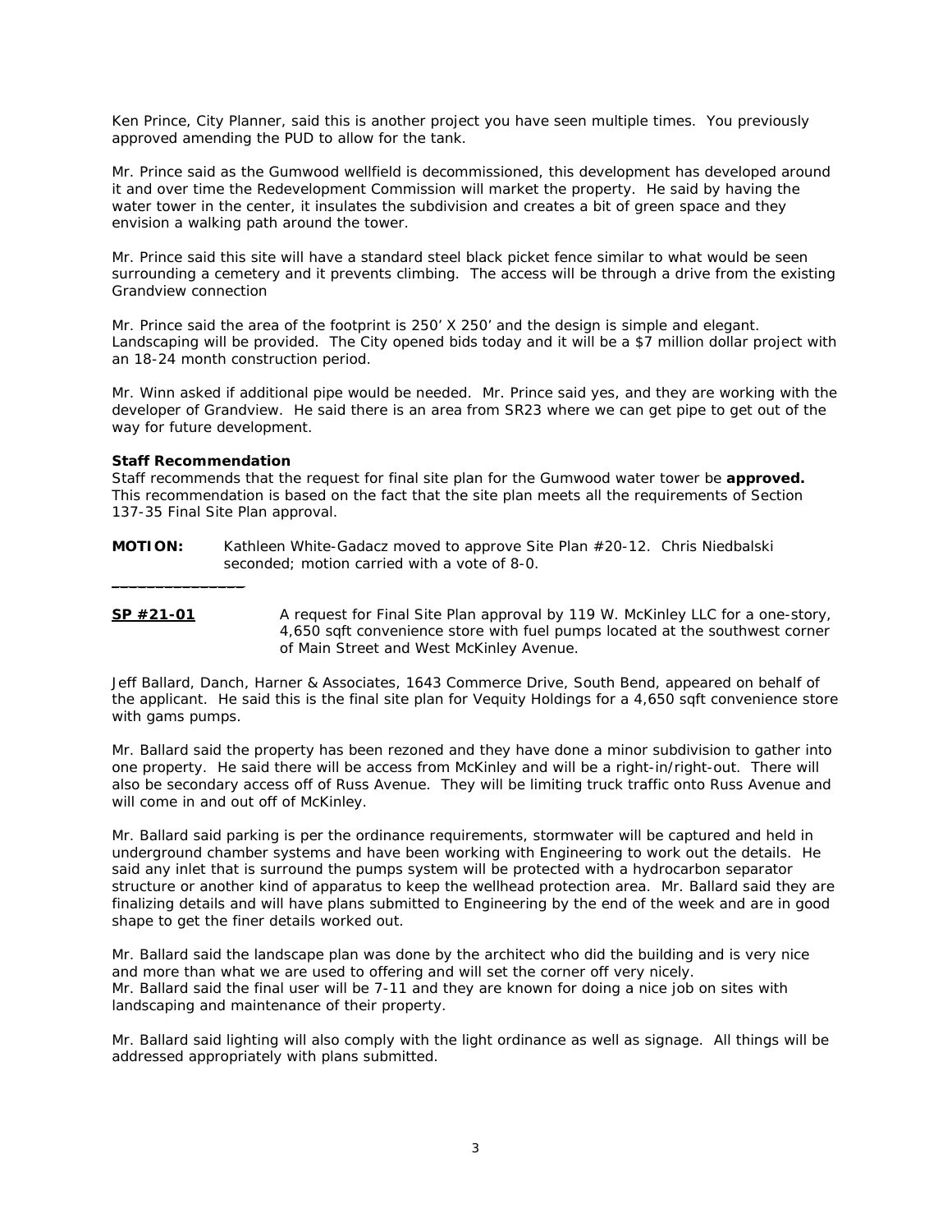Ken Prince, City Planner, said this is another project you have seen multiple times. You previously approved amending the PUD to allow for the tank.

Mr. Prince said as the Gumwood wellfield is decommissioned, this development has developed around it and over time the Redevelopment Commission will market the property. He said by having the water tower in the center, it insulates the subdivision and creates a bit of green space and they envision a walking path around the tower.

Mr. Prince said this site will have a standard steel black picket fence similar to what would be seen surrounding a cemetery and it prevents climbing. The access will be through a drive from the existing Grandview connection

Mr. Prince said the area of the footprint is 250' X 250' and the design is simple and elegant. Landscaping will be provided. The City opened bids today and it will be a $7 million dollar project with an 18-24 month construction period.

Mr. Winn asked if additional pipe would be needed. Mr. Prince said yes, and they are working with the developer of Grandview. He said there is an area from SR23 where we can get pipe to get out of the way for future development.

**Staff Recommendation**
Staff recommends that the request for final site plan for the Gumwood water tower be **approved.** This recommendation is based on the fact that the site plan meets all the requirements of Section 137-35 Final Site Plan approval.

**MOTION:** Kathleen White-Gadacz moved to approve Site Plan #20-12. Chris Niedbalski seconded; motion carried with a vote of 8-0.

_______________

**SP #21-01** A request for Final Site Plan approval by 119 W. McKinley LLC for a one-story, 4,650 sqft convenience store with fuel pumps located at the southwest corner of Main Street and West McKinley Avenue.

Jeff Ballard, Danch, Harner & Associates, 1643 Commerce Drive, South Bend, appeared on behalf of the applicant. He said this is the final site plan for Vequity Holdings for a 4,650 sqft convenience store with gams pumps.

Mr. Ballard said the property has been rezoned and they have done a minor subdivision to gather into one property. He said there will be access from McKinley and will be a right-in/right-out. There will also be secondary access off of Russ Avenue. They will be limiting truck traffic onto Russ Avenue and will come in and out off of McKinley.

Mr. Ballard said parking is per the ordinance requirements, stormwater will be captured and held in underground chamber systems and have been working with Engineering to work out the details. He said any inlet that is surround the pumps system will be protected with a hydrocarbon separator structure or another kind of apparatus to keep the wellhead protection area. Mr. Ballard said they are finalizing details and will have plans submitted to Engineering by the end of the week and are in good shape to get the finer details worked out.

Mr. Ballard said the landscape plan was done by the architect who did the building and is very nice and more than what we are used to offering and will set the corner off very nicely.
Mr. Ballard said the final user will be 7-11 and they are known for doing a nice job on sites with landscaping and maintenance of their property.

Mr. Ballard said lighting will also comply with the light ordinance as well as signage. All things will be addressed appropriately with plans submitted.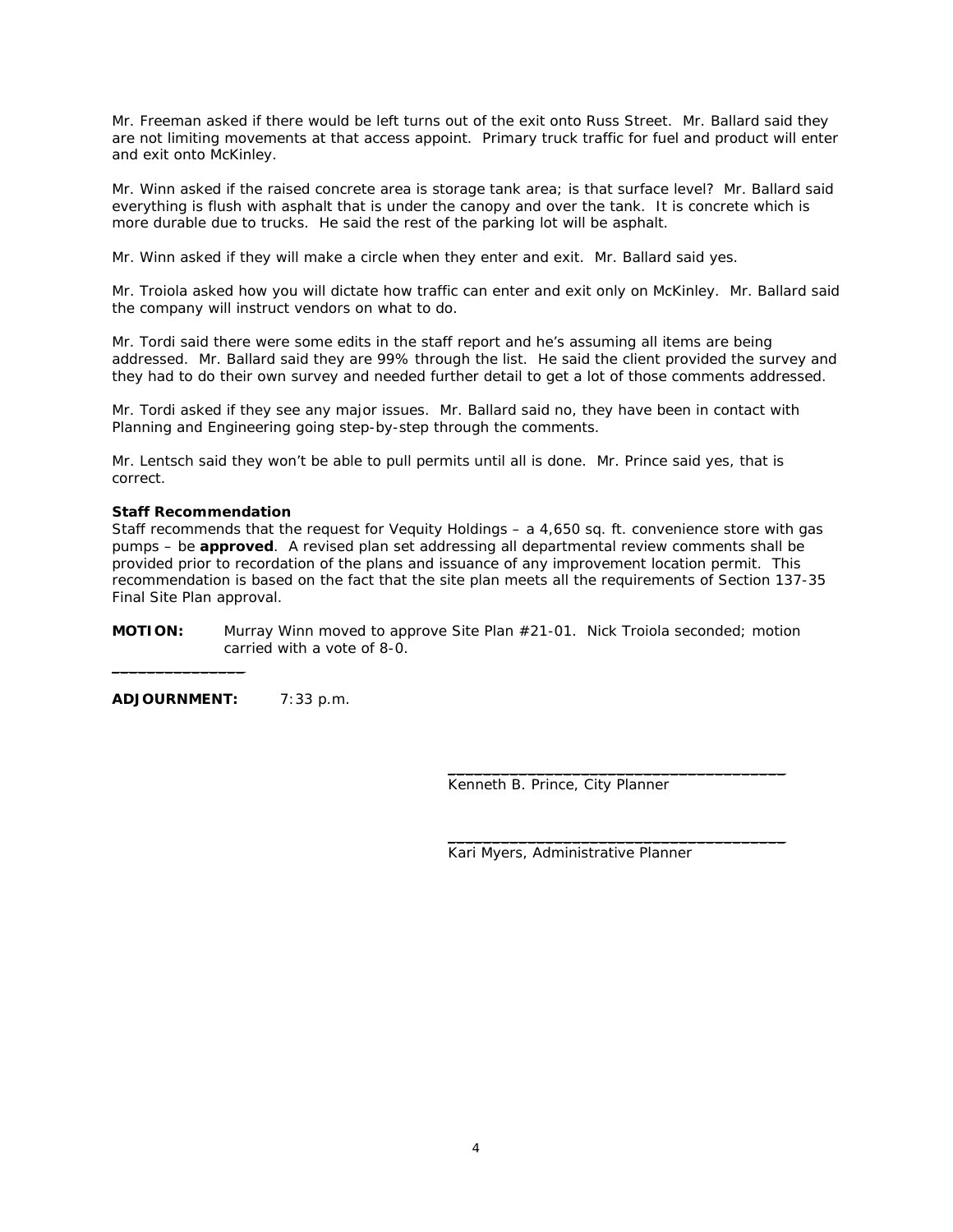Mr. Freeman asked if there would be left turns out of the exit onto Russ Street. Mr. Ballard said they are not limiting movements at that access appoint. Primary truck traffic for fuel and product will enter and exit onto McKinley.

Mr. Winn asked if the raised concrete area is storage tank area; is that surface level? Mr. Ballard said everything is flush with asphalt that is under the canopy and over the tank. It is concrete which is more durable due to trucks. He said the rest of the parking lot will be asphalt.

Mr. Winn asked if they will make a circle when they enter and exit. Mr. Ballard said yes.

Mr. Troiola asked how you will dictate how traffic can enter and exit only on McKinley. Mr. Ballard said the company will instruct vendors on what to do.

Mr. Tordi said there were some edits in the staff report and he's assuming all items are being addressed. Mr. Ballard said they are 99% through the list. He said the client provided the survey and they had to do their own survey and needed further detail to get a lot of those comments addressed.

Mr. Tordi asked if they see any major issues. Mr. Ballard said no, they have been in contact with Planning and Engineering going step-by-step through the comments.

Mr. Lentsch said they won't be able to pull permits until all is done. Mr. Prince said yes, that is correct.

**Staff Recommendation**
Staff recommends that the request for Vequity Holdings – a 4,650 sq. ft. convenience store with gas pumps – be **approved**. A revised plan set addressing all departmental review comments shall be provided prior to recordation of the plans and issuance of any improvement location permit. This recommendation is based on the fact that the site plan meets all the requirements of Section 137-35 Final Site Plan approval.

**MOTION:** Murray Winn moved to approve Site Plan #21-01. Nick Troiola seconded; motion carried with a vote of 8-0.

---

**ADJOURNMENT:** 7:33 p.m.

\_\_\_\_\_\_\_\_\_\_\_\_\_\_\_\_\_\_\_\_\_\_\_\_\_\_\_\_\_\_\_\_\_\_\_\_\_\_\_\_
Kenneth B. Prince, City Planner

\_\_\_\_\_\_\_\_\_\_\_\_\_\_\_\_\_\_\_\_\_\_\_\_\_\_\_\_\_\_\_\_\_\_\_\_\_\_\_\_
Kari Myers, Administrative Planner